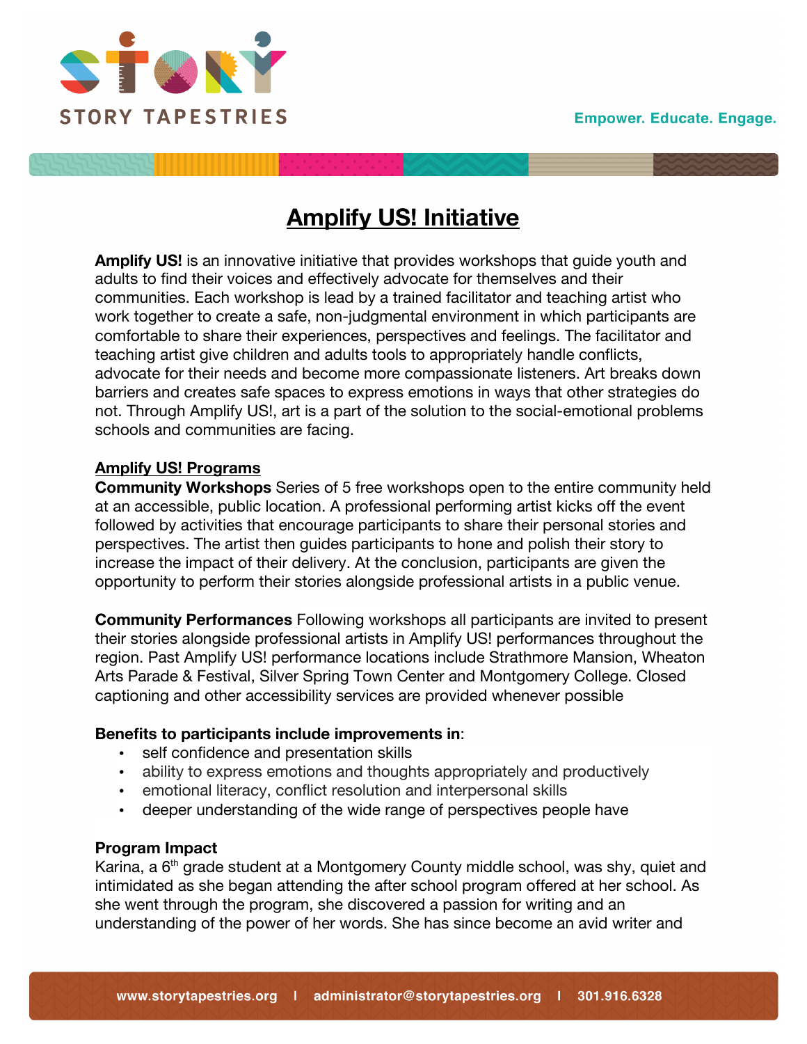STORY TAPESTRIES

Empower. Educate. Engage.

# Amplify US! Initiative

**Amplify US!** is an innovative initiative that provides workshops that guide youth and adults to find their voices and effectively advocate for themselves and their communities. Each workshop is lead by a trained facilitator and teaching artist who work together to create a safe, non-judgmental environment in which participants are comfortable to share their experiences, perspectives and feelings. The facilitator and teaching artist give children and adults tools to appropriately handle conflicts, advocate for their needs and become more compassionate listeners. Art breaks down barriers and creates safe spaces to express emotions in ways that other strategies do not. Through Amplify US!, art is a part of the solution to the social-emotional problems schools and communities are facing.

## Amplify US! Programs

**Community Workshops** Series of 5 free workshops open to the entire community held at an accessible, public location. A professional performing artist kicks off the event followed by activities that encourage participants to share their personal stories and perspectives. The artist then guides participants to hone and polish their story to increase the impact of their delivery. At the conclusion, participants are given the opportunity to perform their stories alongside professional artists in a public venue.

**Community Performances** Following workshops all participants are invited to present their stories alongside professional artists in Amplify US! performances throughout the region. Past Amplify US! performance locations include Strathmore Mansion, Wheaton Arts Parade & Festival, Silver Spring Town Center and Montgomery College. Closed captioning and other accessibility services are provided whenever possible

**Benefits to participants include improvements in**:

- self confidence and presentation skills
- ability to express emotions and thoughts appropriately and productively
- emotional literacy, conflict resolution and interpersonal skills
- deeper understanding of the wide range of perspectives people have

### Program Impact

Karina, a 6th grade student at a Montgomery County middle school, was shy, quiet and intimidated as she began attending the after school program offered at her school. As she went through the program, she discovered a passion for writing and an understanding of the power of her words. She has since become an avid writer and

www.storytapestries.org | administrator@storytapestries.org | 301.916.6328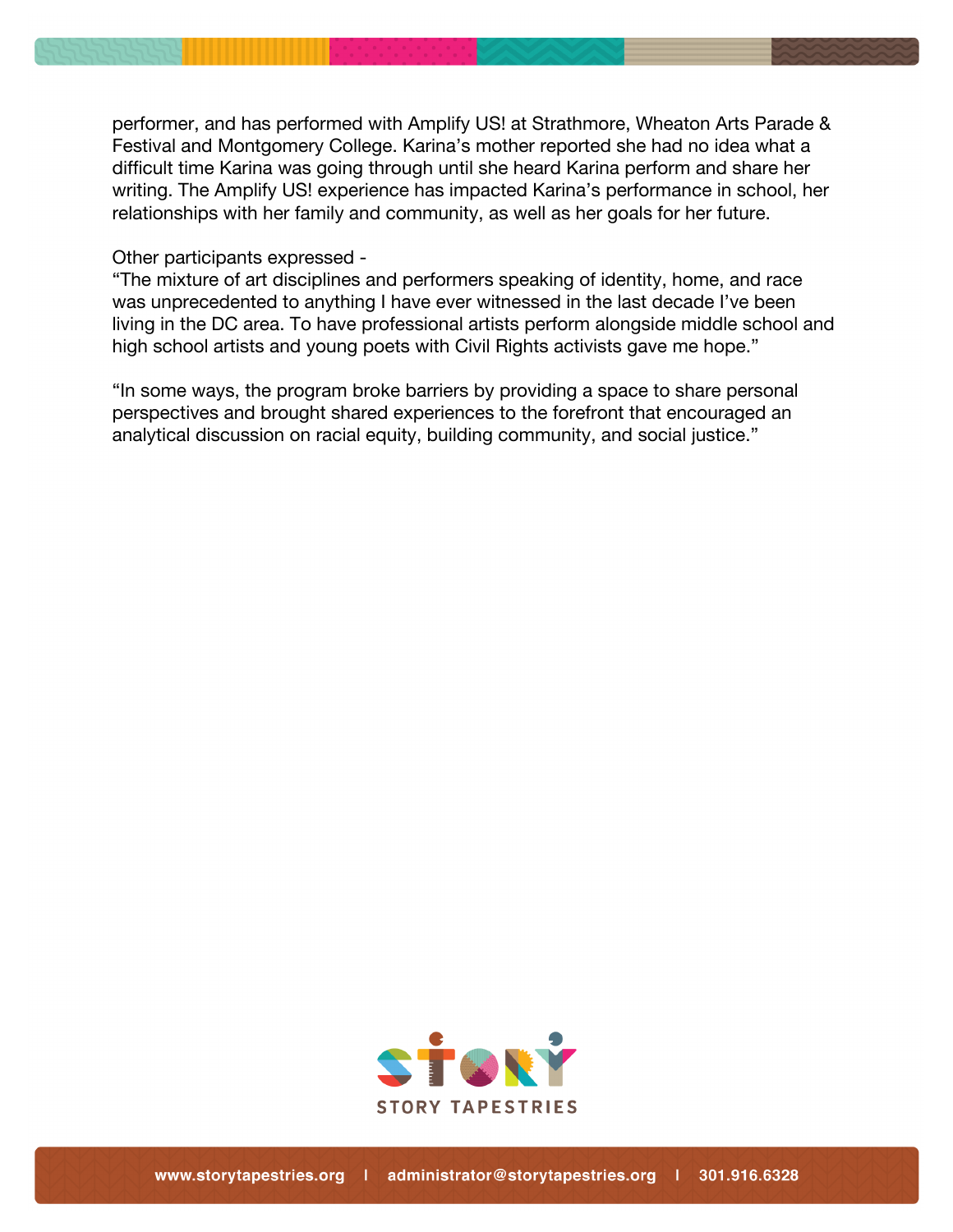performer, and has performed with Amplify US! at Strathmore, Wheaton Arts Parade & Festival and Montgomery College. Karina's mother reported she had no idea what a difficult time Karina was going through until she heard Karina perform and share her writing. The Amplify US! experience has impacted Karina's performance in school, her relationships with her family and community, as well as her goals for her future.

Other participants expressed -
"The mixture of art disciplines and performers speaking of identity, home, and race was unprecedented to anything I have ever witnessed in the last decade I've been living in the DC area. To have professional artists perform alongside middle school and high school artists and young poets with Civil Rights activists gave me hope."

"In some ways, the program broke barriers by providing a space to share personal perspectives and brought shared experiences to the forefront that encouraged an analytical discussion on racial equity, building community, and social justice."